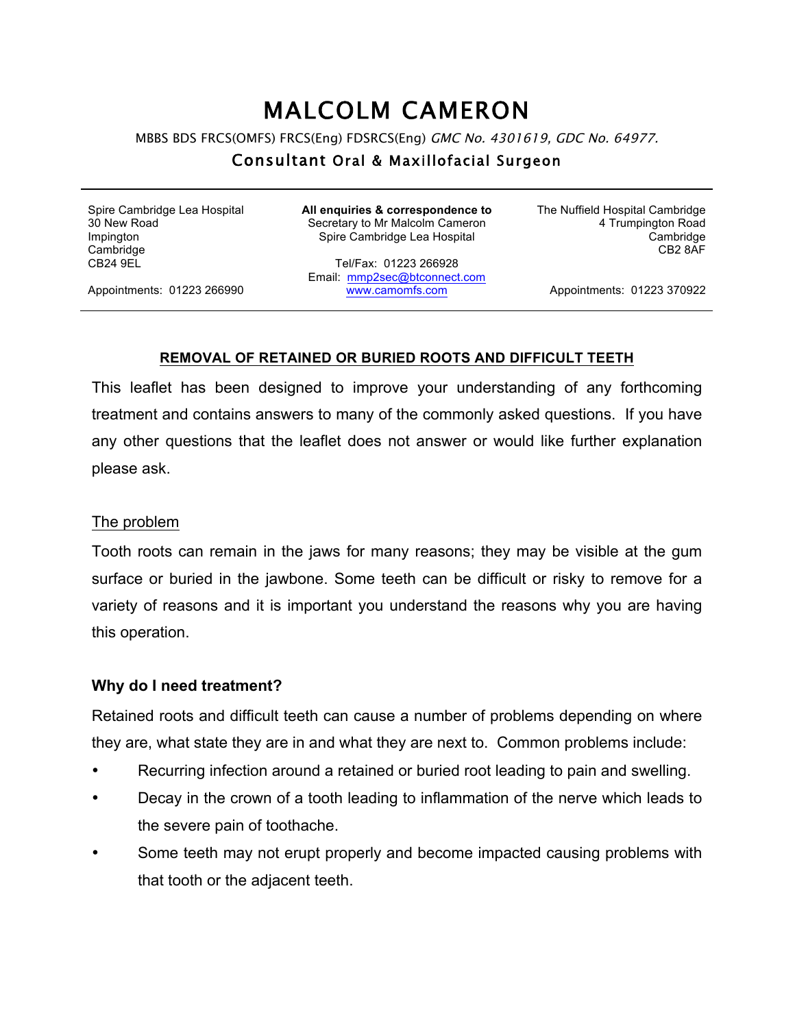# MALCOLM CAMERON

MBBS BDS FRCS(OMFS) FRCS(Eng) FDSRCS(Eng) *GMC No. 4301619, GDC No. 64977.*

## Consultant Oral & Maxillofacial Surgeon

Spire Cambridge Lea Hospital
30 New Road
Impington
Cambridge
CB24 9EL

Appointments: 01223 266990

**All enquiries & correspondence to**
Secretary to Mr Malcolm Cameron
Spire Cambridge Lea Hospital

Tel/Fax: 01223 266928
Email: mmp2sec@btconnect.com
www.camomfs.com

The Nuffield Hospital Cambridge
4 Trumpington Road
Cambridge
CB2 8AF

Appointments: 01223 370922

---

**REMOVAL OF RETAINED OR BURIED ROOTS AND DIFFICULT TEETH**

This leaflet has been designed to improve your understanding of any forthcoming treatment and contains answers to many of the commonly asked questions. If you have any other questions that the leaflet does not answer or would like further explanation please ask.

### The problem

Tooth roots can remain in the jaws for many reasons; they may be visible at the gum surface or buried in the jawbone. Some teeth can be difficult or risky to remove for a variety of reasons and it is important you understand the reasons why you are having this operation.

### Why do I need treatment?

Retained roots and difficult teeth can cause a number of problems depending on where they are, what state they are in and what they are next to. Common problems include:

- Recurring infection around a retained or buried root leading to pain and swelling.
- Decay in the crown of a tooth leading to inflammation of the nerve which leads to the severe pain of toothache.
- Some teeth may not erupt properly and become impacted causing problems with that tooth or the adjacent teeth.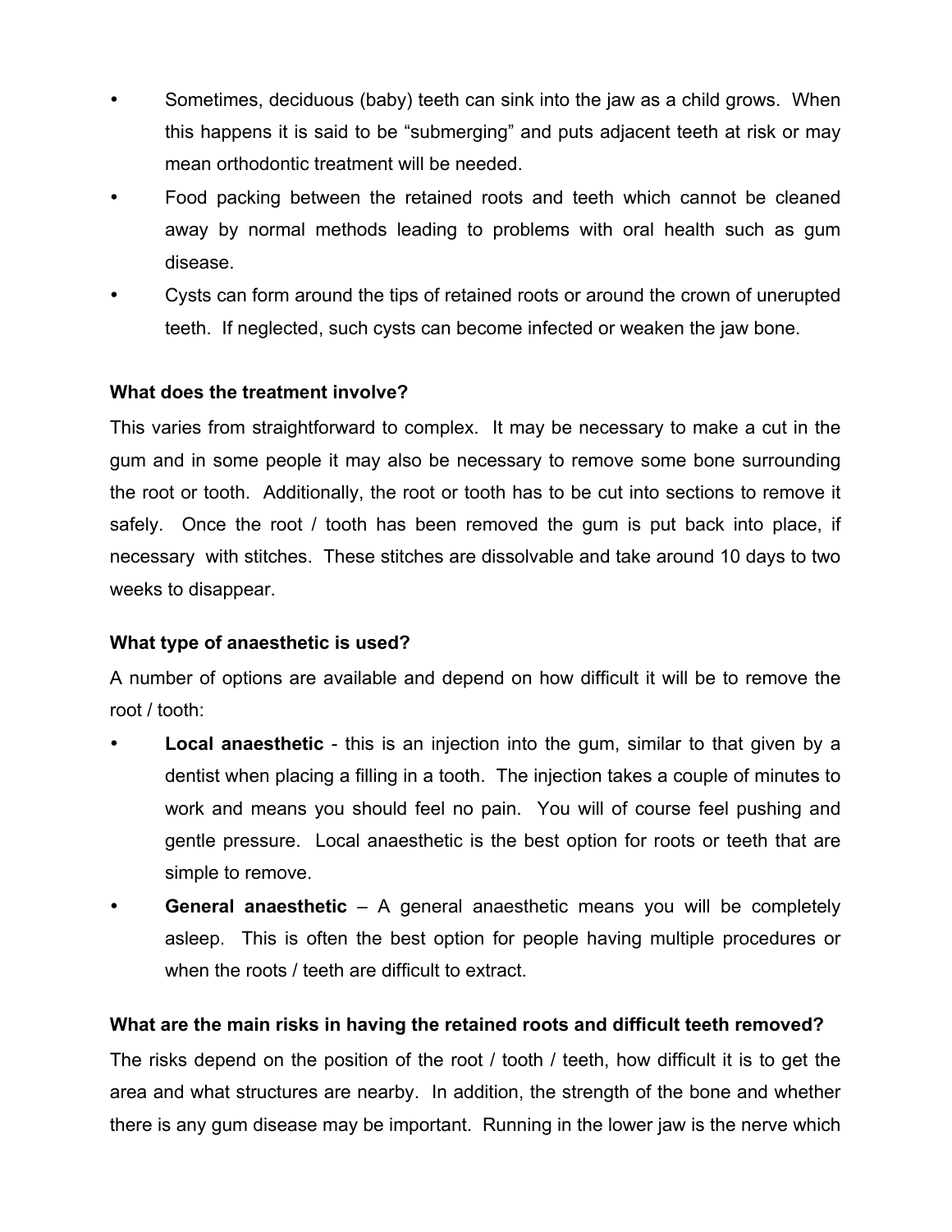- Sometimes, deciduous (baby) teeth can sink into the jaw as a child grows. When this happens it is said to be "submerging" and puts adjacent teeth at risk or may mean orthodontic treatment will be needed.
- Food packing between the retained roots and teeth which cannot be cleaned away by normal methods leading to problems with oral health such as gum disease.
- Cysts can form around the tips of retained roots or around the crown of unerupted teeth. If neglected, such cysts can become infected or weaken the jaw bone.

**What does the treatment involve?**

This varies from straightforward to complex. It may be necessary to make a cut in the gum and in some people it may also be necessary to remove some bone surrounding the root or tooth. Additionally, the root or tooth has to be cut into sections to remove it safely. Once the root / tooth has been removed the gum is put back into place, if necessary with stitches. These stitches are dissolvable and take around 10 days to two weeks to disappear.

**What type of anaesthetic is used?**

A number of options are available and depend on how difficult it will be to remove the root / tooth:

- **Local anaesthetic** - this is an injection into the gum, similar to that given by a dentist when placing a filling in a tooth. The injection takes a couple of minutes to work and means you should feel no pain. You will of course feel pushing and gentle pressure. Local anaesthetic is the best option for roots or teeth that are simple to remove.
- **General anaesthetic** – A general anaesthetic means you will be completely asleep. This is often the best option for people having multiple procedures or when the roots / teeth are difficult to extract.

**What are the main risks in having the retained roots and difficult teeth removed?**

The risks depend on the position of the root / tooth / teeth, how difficult it is to get the area and what structures are nearby. In addition, the strength of the bone and whether there is any gum disease may be important. Running in the lower jaw is the nerve which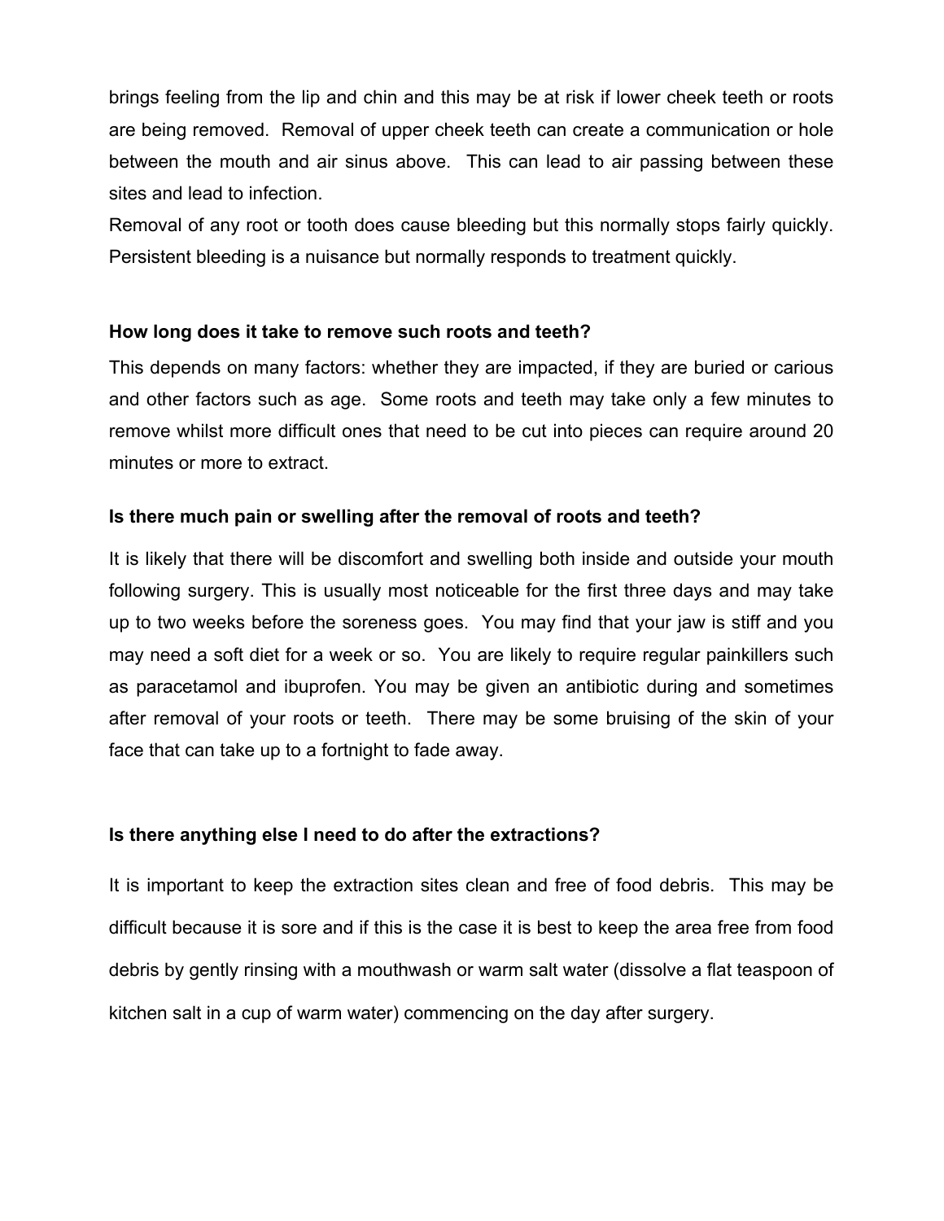brings feeling from the lip and chin and this may be at risk if lower cheek teeth or roots are being removed. Removal of upper cheek teeth can create a communication or hole between the mouth and air sinus above. This can lead to air passing between these sites and lead to infection.

Removal of any root or tooth does cause bleeding but this normally stops fairly quickly. Persistent bleeding is a nuisance but normally responds to treatment quickly.

**How long does it take to remove such roots and teeth?**

This depends on many factors: whether they are impacted, if they are buried or carious and other factors such as age. Some roots and teeth may take only a few minutes to remove whilst more difficult ones that need to be cut into pieces can require around 20 minutes or more to extract.

**Is there much pain or swelling after the removal of roots and teeth?**

It is likely that there will be discomfort and swelling both inside and outside your mouth following surgery. This is usually most noticeable for the first three days and may take up to two weeks before the soreness goes. You may find that your jaw is stiff and you may need a soft diet for a week or so. You are likely to require regular painkillers such as paracetamol and ibuprofen. You may be given an antibiotic during and sometimes after removal of your roots or teeth. There may be some bruising of the skin of your face that can take up to a fortnight to fade away.

**Is there anything else I need to do after the extractions?**

It is important to keep the extraction sites clean and free of food debris. This may be difficult because it is sore and if this is the case it is best to keep the area free from food debris by gently rinsing with a mouthwash or warm salt water (dissolve a flat teaspoon of kitchen salt in a cup of warm water) commencing on the day after surgery.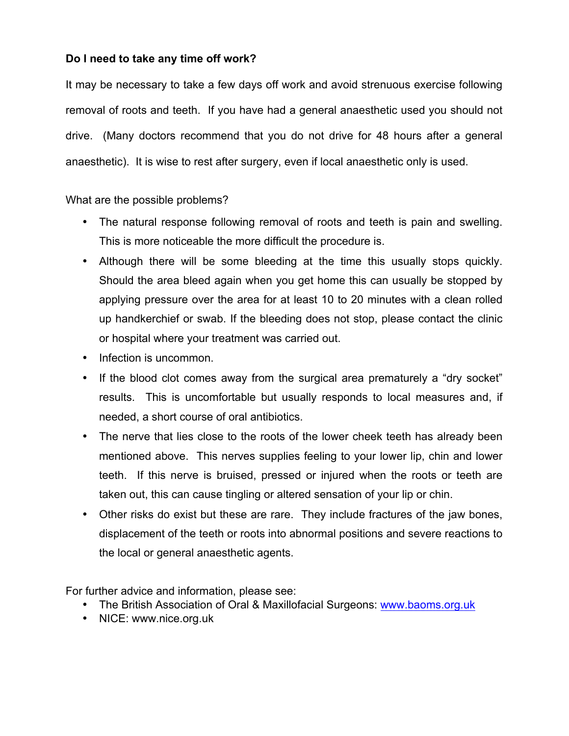**Do I need to take any time off work?**

It may be necessary to take a few days off work and avoid strenuous exercise following removal of roots and teeth. If you have had a general anaesthetic used you should not drive. (Many doctors recommend that you do not drive for 48 hours after a general anaesthetic). It is wise to rest after surgery, even if local anaesthetic only is used.

What are the possible problems?

- The natural response following removal of roots and teeth is pain and swelling. This is more noticeable the more difficult the procedure is.
- Although there will be some bleeding at the time this usually stops quickly. Should the area bleed again when you get home this can usually be stopped by applying pressure over the area for at least 10 to 20 minutes with a clean rolled up handkerchief or swab. If the bleeding does not stop, please contact the clinic or hospital where your treatment was carried out.
- Infection is uncommon.
- If the blood clot comes away from the surgical area prematurely a "dry socket" results. This is uncomfortable but usually responds to local measures and, if needed, a short course of oral antibiotics.
- The nerve that lies close to the roots of the lower cheek teeth has already been mentioned above. This nerves supplies feeling to your lower lip, chin and lower teeth. If this nerve is bruised, pressed or injured when the roots or teeth are taken out, this can cause tingling or altered sensation of your lip or chin.
- Other risks do exist but these are rare. They include fractures of the jaw bones, displacement of the teeth or roots into abnormal positions and severe reactions to the local or general anaesthetic agents.

For further advice and information, please see:

- The British Association of Oral & Maxillofacial Surgeons: [www.baoms.org.uk](http://www.baoms.org.uk)
- NICE: www.nice.org.uk